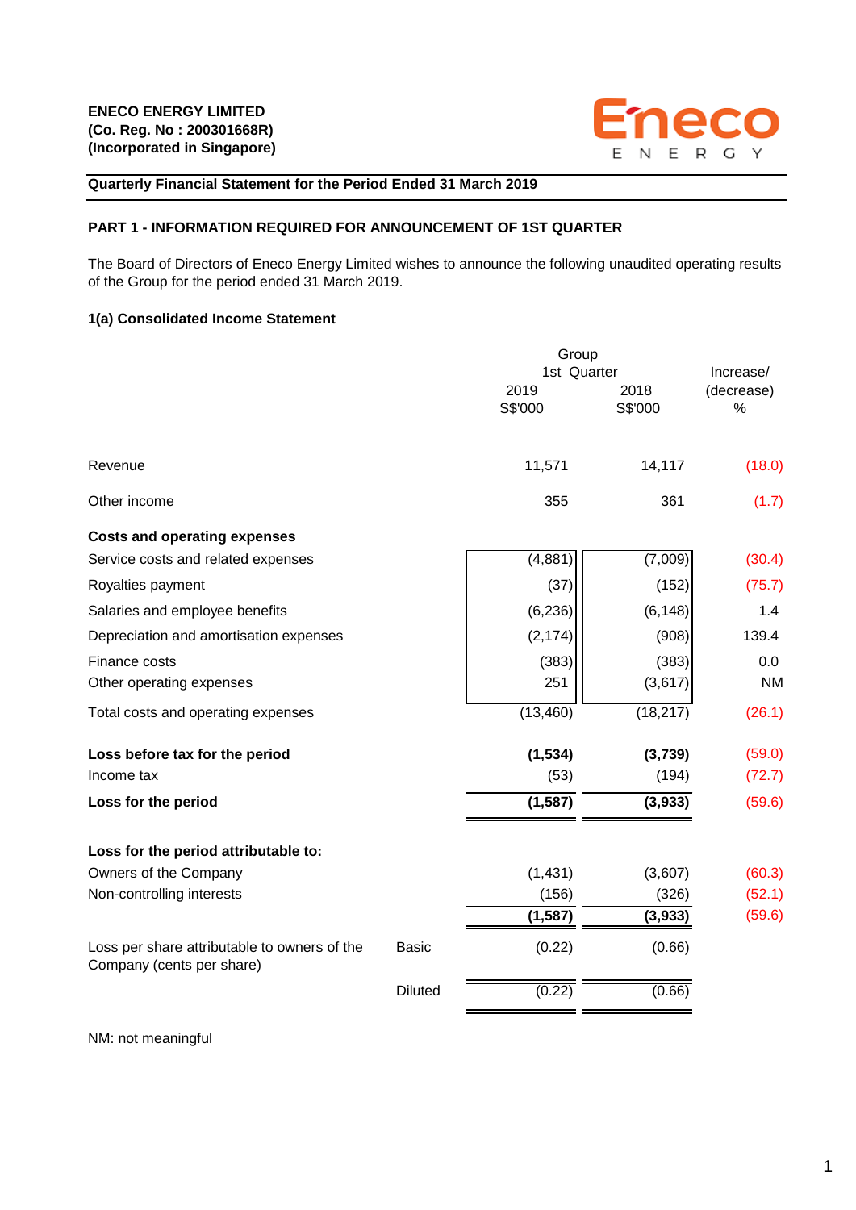**ENECO ENERGY LIMITED**
**(Co. Reg. No : 200301668R)**
**(Incorporated in Singapore)**

**Quarterly Financial Statement for the Period Ended 31 March 2019**

## PART 1 - INFORMATION REQUIRED FOR ANNOUNCEMENT OF 1ST QUARTER

The Board of Directors of Eneco Energy Limited wishes to announce the following unaudited operating results of the Group for the period ended 31 March 2019.

### 1(a) Consolidated Income Statement

| | | Group 1st Quarter 2019 S$'000 | Group 1st Quarter 2018 S$'000 | Increase/ (decrease) % |
|---|---|---|---|---|
| Revenue | | 11,571 | 14,117 | (18.0) |
| Other income | | 355 | 361 | (1.7) |
| **Costs and operating expenses** | | | | |
| Service costs and related expenses | | (4,881) | (7,009) | (30.4) |
| Royalties payment | | (37) | (152) | (75.7) |
| Salaries and employee benefits | | (6,236) | (6,148) | 1.4 |
| Depreciation and amortisation expenses | | (2,174) | (908) | 139.4 |
| Finance costs | | (383) | (383) | 0.0 |
| Other operating expenses | | 251 | (3,617) | NM |
| Total costs and operating expenses | | (13,460) | (18,217) | (26.1) |
| **Loss before tax for the period** | | **(1,534)** | **(3,739)** | (59.0) |
| Income tax | | (53) | (194) | (72.7) |
| **Loss for the period** | | **(1,587)** | **(3,933)** | (59.6) |
| **Loss for the period attributable to:** | | | | |
| Owners of the Company | | (1,431) | (3,607) | (60.3) |
| Non-controlling interests | | (156) | (326) | (52.1) |
| | | **(1,587)** | **(3,933)** | (59.6) |
| Loss per share attributable to owners of the Company (cents per share) | Basic | (0.22) | (0.66) | |
| | Diluted | (0.22) | (0.66) | |

NM: not meaningful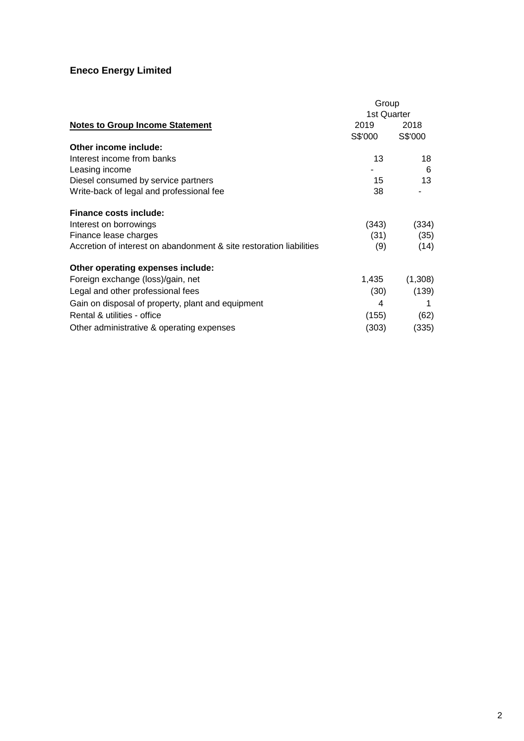**Eneco Energy Limited**

| Notes to Group Income Statement | Group | |
|---|---|---|
| | 1st Quarter | |
| | 2019 | 2018 |
| | S$'000 | S$'000 |
| **Other income include:** | | |
| Interest income from banks | 13 | 18 |
| Leasing income | - | 6 |
| Diesel consumed by service partners | 15 | 13 |
| Write-back of legal and professional fee | 38 | - |
| **Finance costs include:** | | |
| Interest on borrowings | (343) | (334) |
| Finance lease charges | (31) | (35) |
| Accretion of interest on abandonment & site restoration liabilities | (9) | (14) |
| **Other operating expenses include:** | | |
| Foreign exchange (loss)/gain, net | 1,435 | (1,308) |
| Legal and other professional fees | (30) | (139) |
| Gain on disposal of property, plant and equipment | 4 | 1 |
| Rental & utilities - office | (155) | (62) |
| Other administrative & operating expenses | (303) | (335) |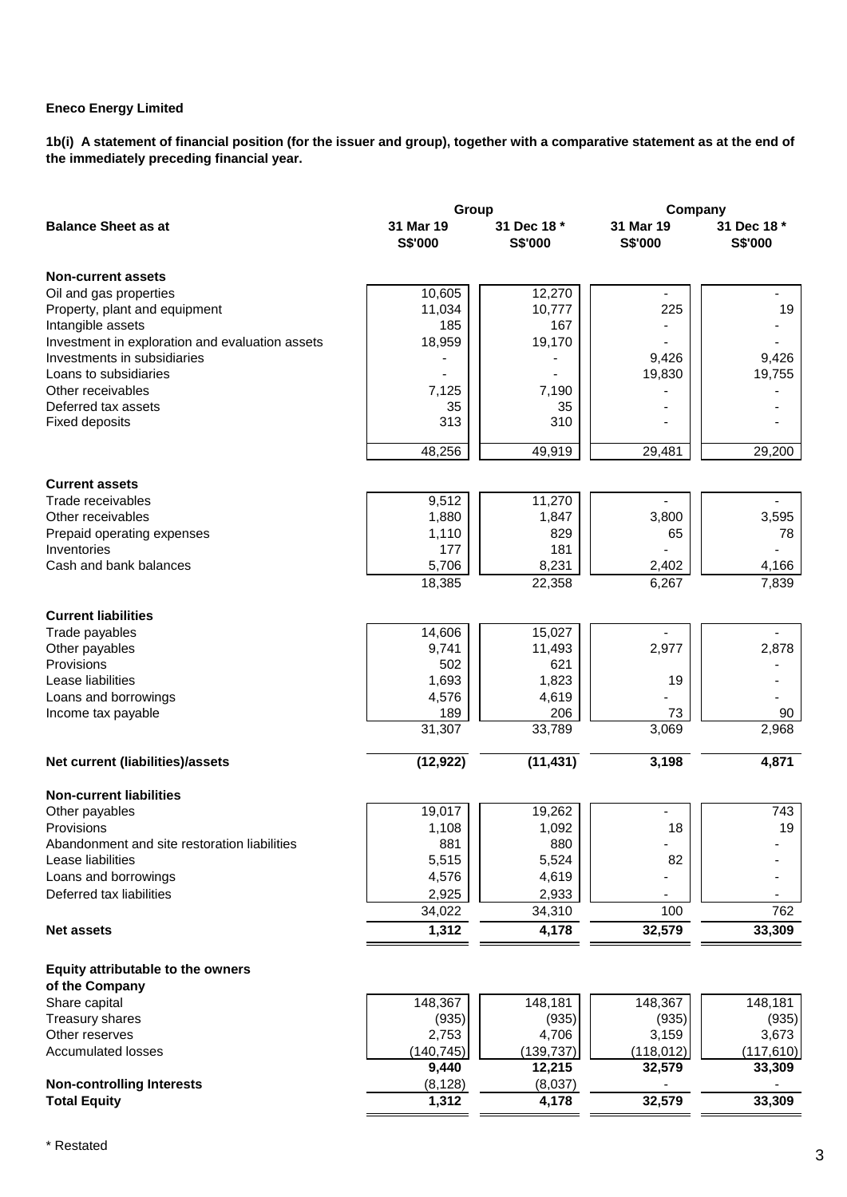**Eneco Energy Limited**

**1b(i) A statement of financial position (for the issuer and group), together with a comparative statement as at the end of the immediately preceding financial year.**

| **Balance Sheet as at** | **Group** | | **Company** | |
|---|---|---|---|---|
| | **31 Mar 19** | **31 Dec 18 *** | **31 Mar 19** | **31 Dec 18 *** |
| | **S$'000** | **S$'000** | **S$'000** | **S$'000** |
| **Non-current assets** | | | | |
| Oil and gas properties | 10,605 | 12,270 | - | - |
| Property, plant and equipment | 11,034 | 10,777 | 225 | 19 |
| Intangible assets | 185 | 167 | - | - |
| Investment in exploration and evaluation assets | 18,959 | 19,170 | - | - |
| Investments in subsidiaries | - | - | 9,426 | 9,426 |
| Loans to subsidiaries | - | - | 19,830 | 19,755 |
| Other receivables | 7,125 | 7,190 | - | - |
| Deferred tax assets | 35 | 35 | - | - |
| Fixed deposits | 313 | 310 | - | - |
| | 48,256 | 49,919 | 29,481 | 29,200 |
| **Current assets** | | | | |
| Trade receivables | 9,512 | 11,270 | - | - |
| Other receivables | 1,880 | 1,847 | 3,800 | 3,595 |
| Prepaid operating expenses | 1,110 | 829 | 65 | 78 |
| Inventories | 177 | 181 | - | - |
| Cash and bank balances | 5,706 | 8,231 | 2,402 | 4,166 |
| | 18,385 | 22,358 | 6,267 | 7,839 |
| **Current liabilities** | | | | |
| Trade payables | 14,606 | 15,027 | - | - |
| Other payables | 9,741 | 11,493 | 2,977 | 2,878 |
| Provisions | 502 | 621 | | - |
| Lease liabilities | 1,693 | 1,823 | 19 | - |
| Loans and borrowings | 4,576 | 4,619 | - | - |
| Income tax payable | 189 | 206 | 73 | 90 |
| | 31,307 | 33,789 | 3,069 | 2,968 |
| **Net current (liabilities)/assets** | **(12,922)** | **(11,431)** | **3,198** | **4,871** |
| **Non-current liabilities** | | | | |
| Other payables | 19,017 | 19,262 | - | 743 |
| Provisions | 1,108 | 1,092 | 18 | 19 |
| Abandonment and site restoration liabilities | 881 | 880 | - | - |
| Lease liabilities | 5,515 | 5,524 | 82 | - |
| Loans and borrowings | 4,576 | 4,619 | - | - |
| Deferred tax liabilities | 2,925 | 2,933 | - | - |
| | 34,022 | 34,310 | 100 | 762 |
| **Net assets** | **1,312** | **4,178** | **32,579** | **33,309** |
| **Equity attributable to the owners of the Company** | | | | |
| Share capital | 148,367 | 148,181 | 148,367 | 148,181 |
| Treasury shares | (935) | (935) | (935) | (935) |
| Other reserves | 2,753 | 4,706 | 3,159 | 3,673 |
| Accumulated losses | (140,745) | (139,737) | (118,012) | (117,610) |
| | **9,440** | **12,215** | **32,579** | **33,309** |
| **Non-controlling Interests** | (8,128) | (8,037) | - | - |
| **Total Equity** | **1,312** | **4,178** | **32,579** | **33,309** |

\* Restated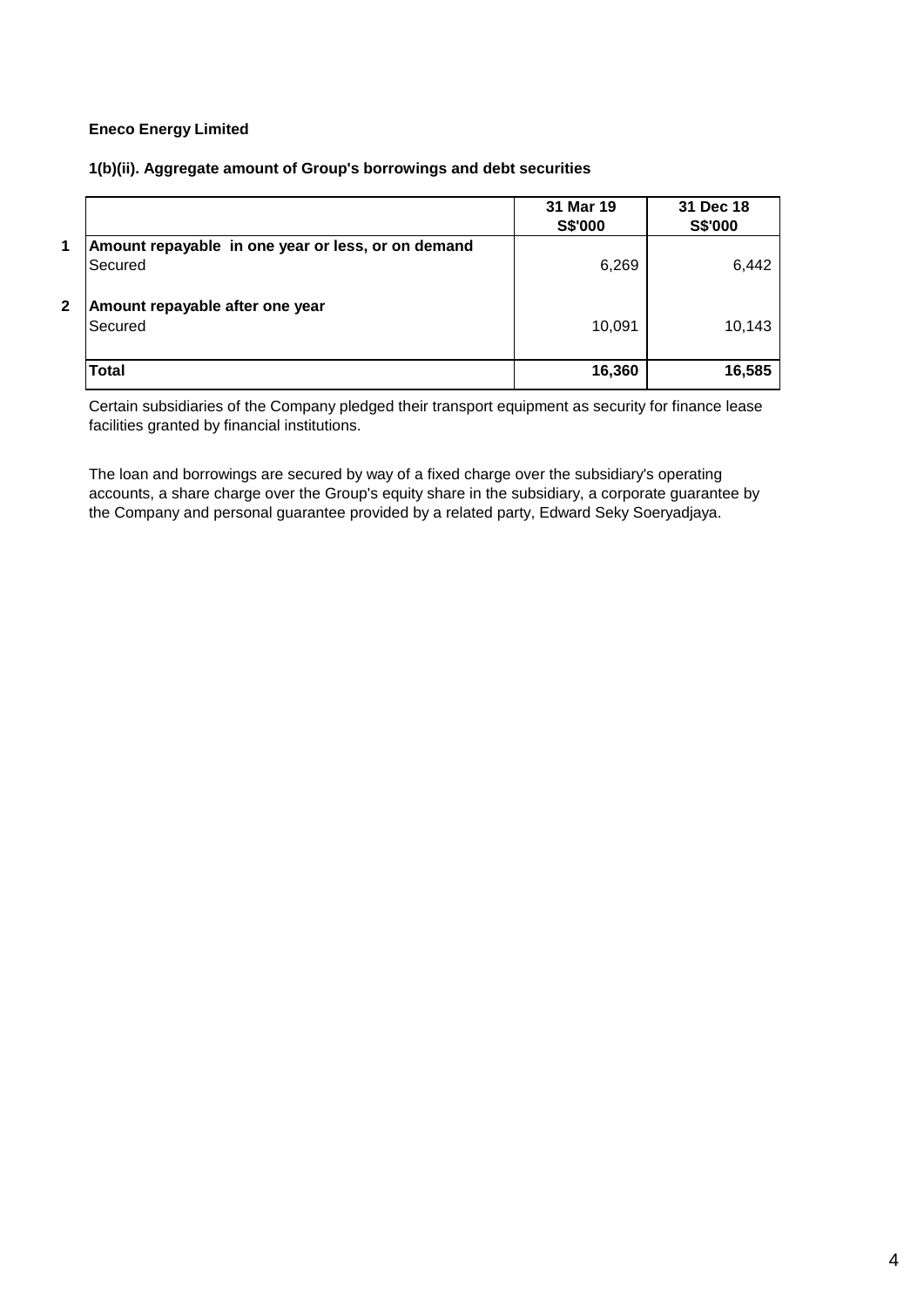**Eneco Energy Limited**

**1(b)(ii). Aggregate amount of Group's borrowings and debt securities**

| | | 31 Mar 19<br>S$'000 | 31 Dec 18<br>S$'000 |
|---|---|---|---|
| **1** | **Amount repayable in one year or less, or on demand** | | |
| | Secured | 6,269 | 6,442 |
| **2** | **Amount repayable after one year** | | |
| | Secured | 10,091 | 10,143 |
| | **Total** | **16,360** | **16,585** |

Certain subsidiaries of the Company pledged their transport equipment as security for finance lease facilities granted by financial institutions.

The loan and borrowings are secured by way of a fixed charge over the subsidiary's operating accounts, a share charge over the Group's equity share in the subsidiary, a corporate guarantee by the Company and personal guarantee provided by a related party, Edward Seky Soeryadjaya.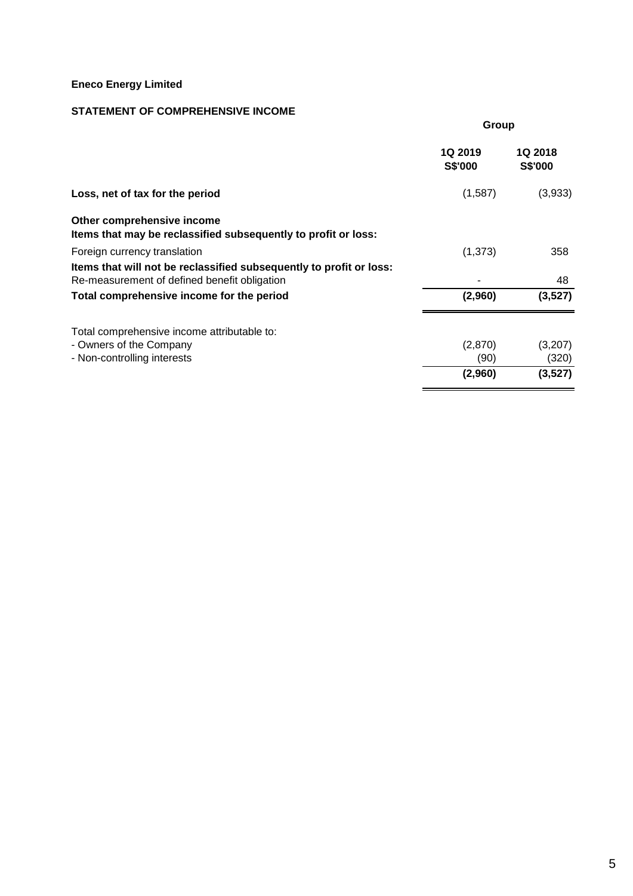**Eneco Energy Limited**

**STATEMENT OF COMPREHENSIVE INCOME**

| | Group | |
|---|---|---|
| | **1Q 2019 S$'000** | **1Q 2018 S$'000** |
| **Loss, net of tax for the period** | (1,587) | (3,933) |
| **Other comprehensive income** | | |
| **Items that may be reclassified subsequently to profit or loss:** | | |
| Foreign currency translation | (1,373) | 358 |
| **Items that will not be reclassified subsequently to profit or loss:** | | |
| Re-measurement of defined benefit obligation | - | 48 |
| **Total comprehensive income for the period** | **(2,960)** | **(3,527)** |
| | | |
| Total comprehensive income attributable to: | | |
| - Owners of the Company | (2,870) | (3,207) |
| - Non-controlling interests | (90) | (320) |
| | **(2,960)** | **(3,527)** |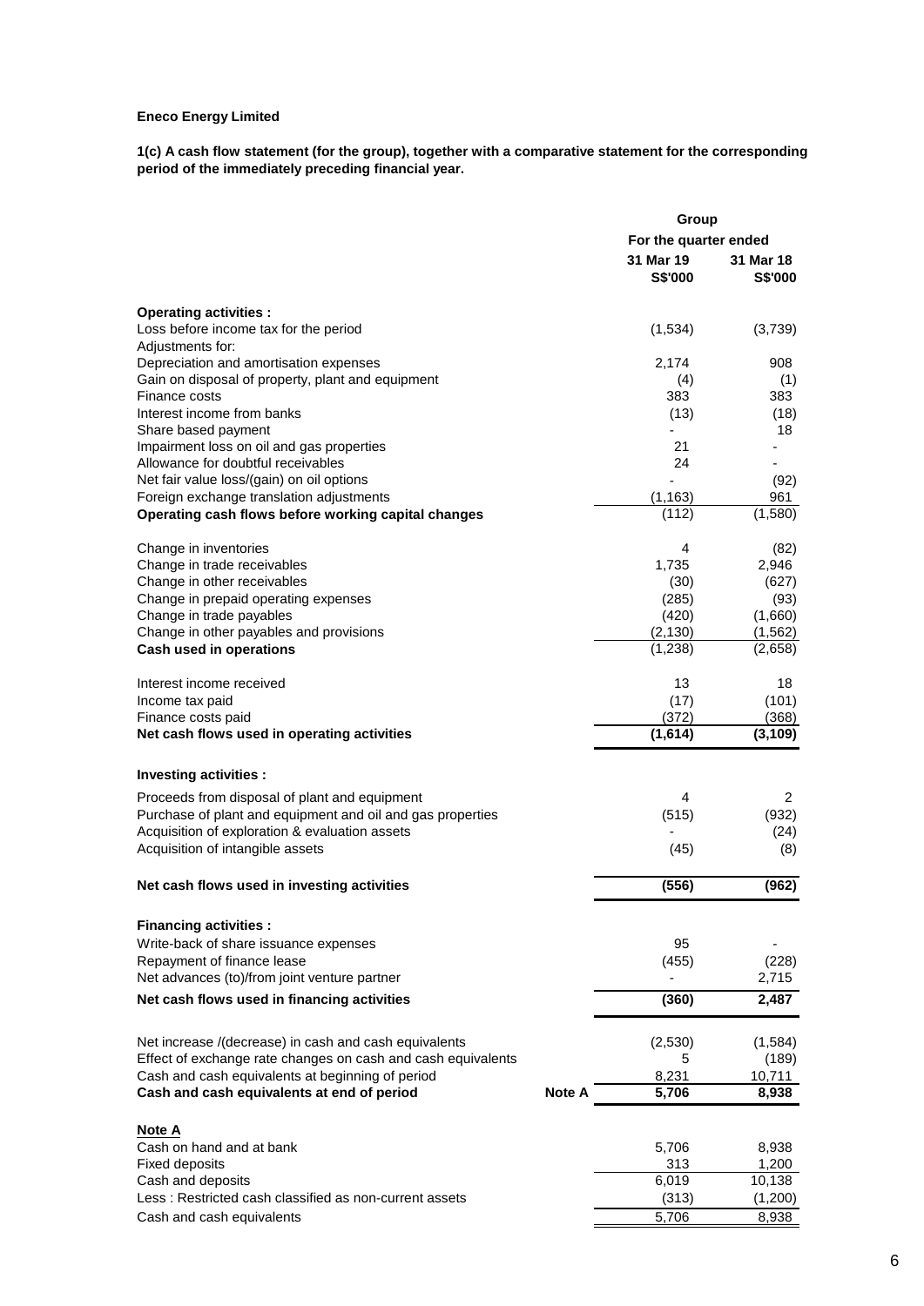**Eneco Energy Limited**

**1(c) A cash flow statement (for the group), together with a comparative statement for the corresponding period of the immediately preceding financial year.**

| | | Group | |
|---|---|---|---|
| | | For the quarter ended | |
| | | 31 Mar 19 S$'000 | 31 Mar 18 S$'000 |
| **Operating activities :** | | | |
| Loss before income tax for the period | | (1,534) | (3,739) |
| Adjustments for: | | | |
| Depreciation and amortisation expenses | | 2,174 | 908 |
| Gain on disposal of property, plant and equipment | | (4) | (1) |
| Finance costs | | 383 | 383 |
| Interest income from banks | | (13) | (18) |
| Share based payment | | - | 18 |
| Impairment loss on oil and gas properties | | 21 | - |
| Allowance for doubtful receivables | | 24 | - |
| Net fair value loss/(gain) on oil options | | - | (92) |
| Foreign exchange translation adjustments | | (1,163) | 961 |
| **Operating cash flows before working capital changes** | | (112) | (1,580) |
| Change in inventories | | 4 | (82) |
| Change in trade receivables | | 1,735 | 2,946 |
| Change in other receivables | | (30) | (627) |
| Change in prepaid operating expenses | | (285) | (93) |
| Change in trade payables | | (420) | (1,660) |
| Change in other payables and provisions | | (2,130) | (1,562) |
| **Cash used in operations** | | (1,238) | (2,658) |
| Interest income received | | 13 | 18 |
| Income tax paid | | (17) | (101) |
| Finance costs paid | | (372) | (368) |
| **Net cash flows used in operating activities** | | **(1,614)** | **(3,109)** |
| **Investing activities :** | | | |
| Proceeds from disposal of plant and equipment | | 4 | 2 |
| Purchase of plant and equipment and oil and gas properties | | (515) | (932) |
| Acquisition of exploration & evaluation assets | | - | (24) |
| Acquisition of intangible assets | | (45) | (8) |
| **Net cash flows used in investing activities** | | **(556)** | **(962)** |
| **Financing activities :** | | | |
| Write-back of share issuance expenses | | 95 | - |
| Repayment of finance lease | | (455) | (228) |
| Net advances (to)/from joint venture partner | | - | 2,715 |
| **Net cash flows used in financing activities** | | **(360)** | **2,487** |
| Net increase /(decrease) in cash and cash equivalents | | (2,530) | (1,584) |
| Effect of exchange rate changes on cash and cash equivalents | | 5 | (189) |
| Cash and cash equivalents at beginning of period | | 8,231 | 10,711 |
| **Cash and cash equivalents at end of period** | **Note A** | **5,706** | **8,938** |

**Note A**

| | | |
|---|---|---|
| Cash on hand and at bank | 5,706 | 8,938 |
| Fixed deposits | 313 | 1,200 |
| Cash and deposits | 6,019 | 10,138 |
| Less : Restricted cash classified as non-current assets | (313) | (1,200) |
| Cash and cash equivalents | 5,706 | 8,938 |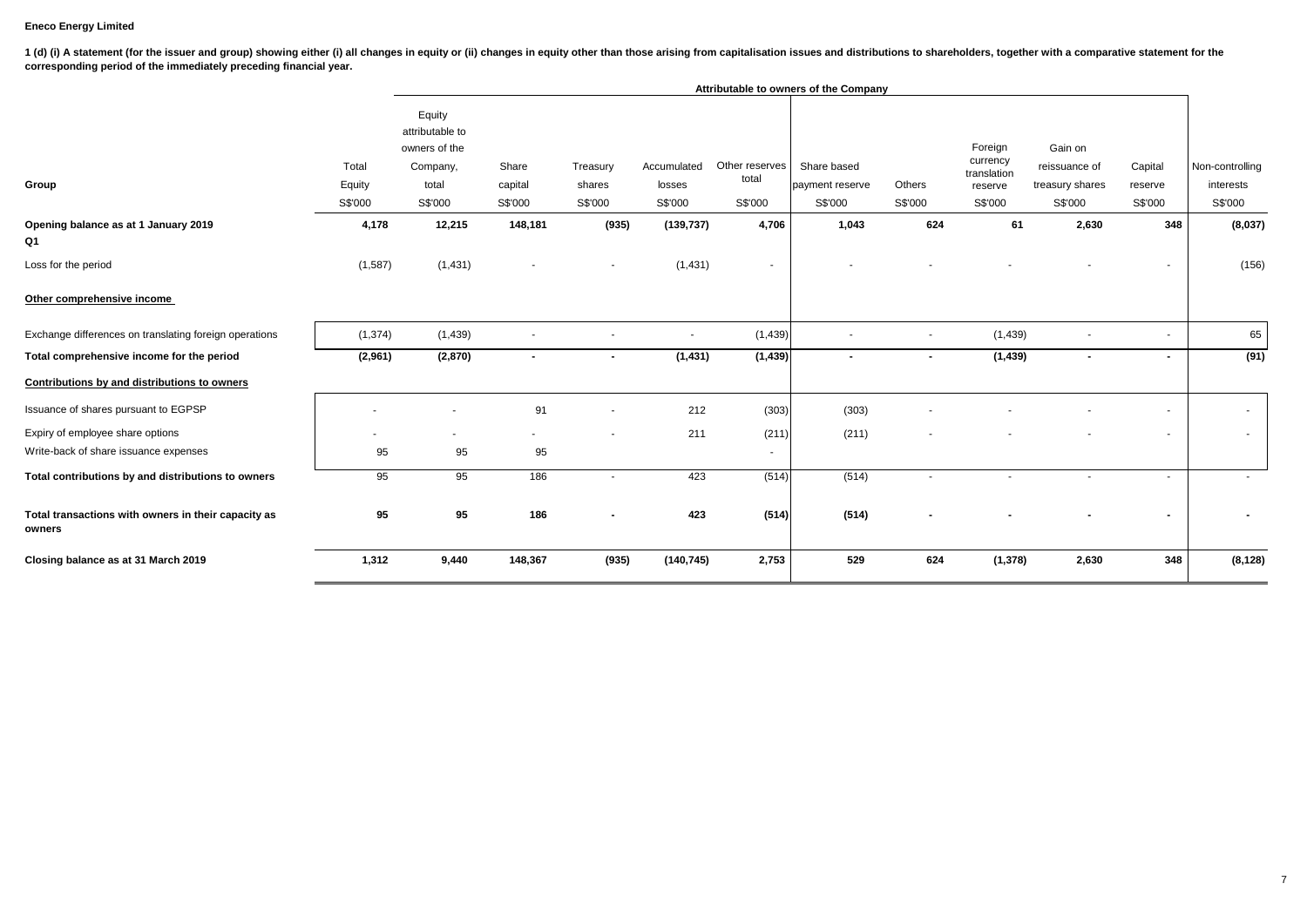**Eneco Energy Limited**

**1 (d) (i) A statement (for the issuer and group) showing either (i) all changes in equity or (ii) changes in equity other than those arising from capitalisation issues and distributions to shareholders, together with a comparative statement for the corresponding period of the immediately preceding financial year.**

| | | Attributable to owners of the Company | | | | | | | | | | |
|---|---|---|---|---|---|---|---|---|---|---|---|---|
| **Group** | Total Equity S$'000 | Equity attributable to owners of the Company, total S$'000 | Share capital S$'000 | Treasury shares S$'000 | Accumulated losses S$'000 | Other reserves total S$'000 | Share based payment reserve S$'000 | Others S$'000 | Foreign currency translation reserve S$'000 | Gain on reissuance of treasury shares S$'000 | Capital reserve S$'000 | Non-controlling interests S$'000 |
| **Opening balance as at 1 January 2019** | **4,178** | **12,215** | **148,181** | **(935)** | **(139,737)** | **4,706** | **1,043** | **624** | **61** | **2,630** | **348** | **(8,037)** |
| **Q1** | | | | | | | | | | | | |
| Loss for the period | (1,587) | (1,431) | - | - | (1,431) | - | - | - | - | - | - | (156) |
| **Other comprehensive income** | | | | | | | | | | | | |
| Exchange differences on translating foreign operations | (1,374) | (1,439) | - | - | - | (1,439) | - | - | (1,439) | - | - | 65 |
| **Total comprehensive income for the period** | **(2,961)** | **(2,870)** | **-** | **-** | **(1,431)** | **(1,439)** | **-** | **-** | **(1,439)** | **-** | **-** | **(91)** |
| **Contributions by and distributions to owners** | | | | | | | | | | | | |
| Issuance of shares pursuant to EGPSP | - | - | 91 | - | 212 | (303) | (303) | - | - | - | - | - |
| Expiry of employee share options | - | - | - | - | 211 | (211) | (211) | - | - | - | - | - |
| Write-back of share issuance expenses | 95 | 95 | 95 | | | - | | | | | | |
| **Total contributions by and distributions to owners** | 95 | 95 | 186 | - | 423 | (514) | (514) | - | - | - | - | - |
| **Total transactions with owners in their capacity as owners** | **95** | **95** | **186** | **-** | **423** | **(514)** | **(514)** | **-** | **-** | **-** | **-** | **-** |
| **Closing balance as at 31 March 2019** | **1,312** | **9,440** | **148,367** | **(935)** | **(140,745)** | **2,753** | **529** | **624** | **(1,378)** | **2,630** | **348** | **(8,128)** |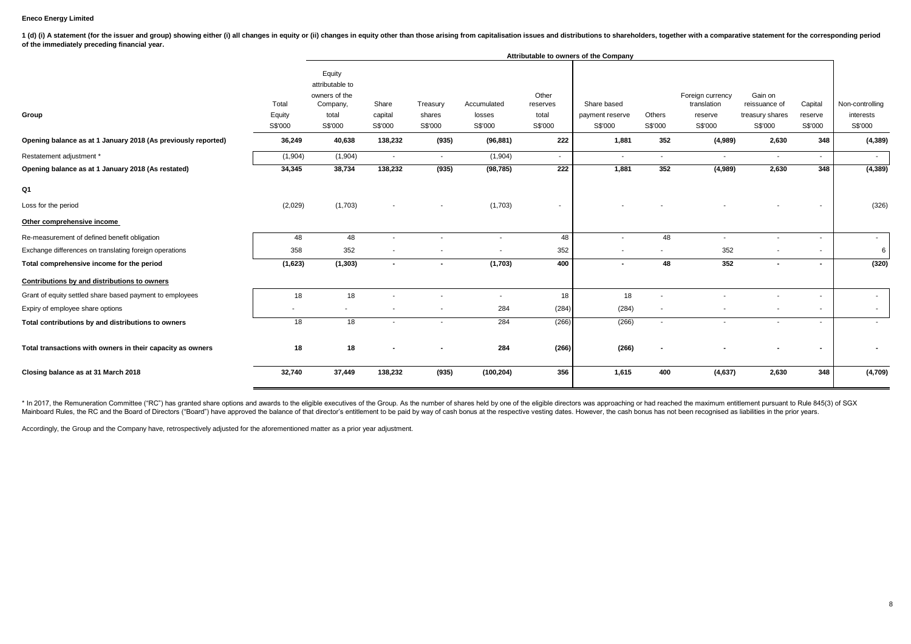**Eneco Energy Limited**

**1 (d) (i) A statement (for the issuer and group) showing either (i) all changes in equity or (ii) changes in equity other than those arising from capitalisation issues and distributions to shareholders, together with a comparative statement for the corresponding period of the immediately preceding financial year.**

| | | Attributable to owners of the Company | | | | | | | | | | | |
|---|---|---|---|---|---|---|---|---|---|---|---|---|---|
| **Group** | Total Equity S$'000 | Equity attributable to owners of the Company, total S$'000 | Share capital S$'000 | Treasury shares S$'000 | Accumulated losses S$'000 | Other reserves total S$'000 | Share based payment reserve S$'000 | Others S$'000 | Foreign currency translation reserve S$'000 | Gain on reissuance of treasury shares S$'000 | Capital reserve S$'000 | Non-controlling interests S$'000 |
| **Opening balance as at 1 January 2018 (As previously reported)** | **36,249** | **40,638** | **138,232** | **(935)** | **(96,881)** | **222** | **1,881** | **352** | **(4,989)** | **2,630** | **348** | **(4,389)** |
| Restatement adjustment * | (1,904) | (1,904) | - | - | (1,904) | - | - | - | - | - | - | - |
| **Opening balance as at 1 January 2018 (As restated)** | **34,345** | **38,734** | **138,232** | **(935)** | **(98,785)** | **222** | **1,881** | **352** | **(4,989)** | **2,630** | **348** | **(4,389)** |
| **Q1** | | | | | | | | | | | | |
| Loss for the period | (2,029) | (1,703) | - | - | (1,703) | - | - | - | - | - | - | (326) |
| **Other comprehensive income** | | | | | | | | | | | | |
| Re-measurement of defined benefit obligation | 48 | 48 | - | - | - | 48 | - | 48 | - | - | - | - |
| Exchange differences on translating foreign operations | 358 | 352 | - | - | - | 352 | - | - | 352 | - | - | 6 |
| **Total comprehensive income for the period** | **(1,623)** | **(1,303)** | **-** | **-** | **(1,703)** | **400** | **-** | **48** | **352** | **-** | **-** | **(320)** |
| **Contributions by and distributions to owners** | | | | | | | | | | | | |
| Grant of equity settled share based payment to employees | 18 | 18 | - | - | - | 18 | 18 | - | - | - | - | - |
| Expiry of employee share options | - | - | - | - | 284 | (284) | (284) | - | - | - | - | - |
| **Total contributions by and distributions to owners** | 18 | 18 | - | - | 284 | (266) | (266) | - | - | - | - | - |
| **Total transactions with owners in their capacity as owners** | **18** | **18** | **-** | **-** | **284** | **(266)** | **(266)** | **-** | **-** | **-** | **-** | **-** |
| **Closing balance as at 31 March 2018** | **32,740** | **37,449** | **138,232** | **(935)** | **(100,204)** | **356** | **1,615** | **400** | **(4,637)** | **2,630** | **348** | **(4,709)** |

* In 2017, the Remuneration Committee ("RC") has granted share options and awards to the eligible executives of the Group. As the number of shares held by one of the eligible directors was approaching or had reached the maximum entitlement pursuant to Rule 845(3) of SGX Mainboard Rules, the RC and the Board of Directors ("Board") have approved the balance of that director's entitlement to be paid by way of cash bonus at the respective vesting dates. However, the cash bonus has not been recognised as liabilities in the prior years.

Accordingly, the Group and the Company have, retrospectively adjusted for the aforementioned matter as a prior year adjustment.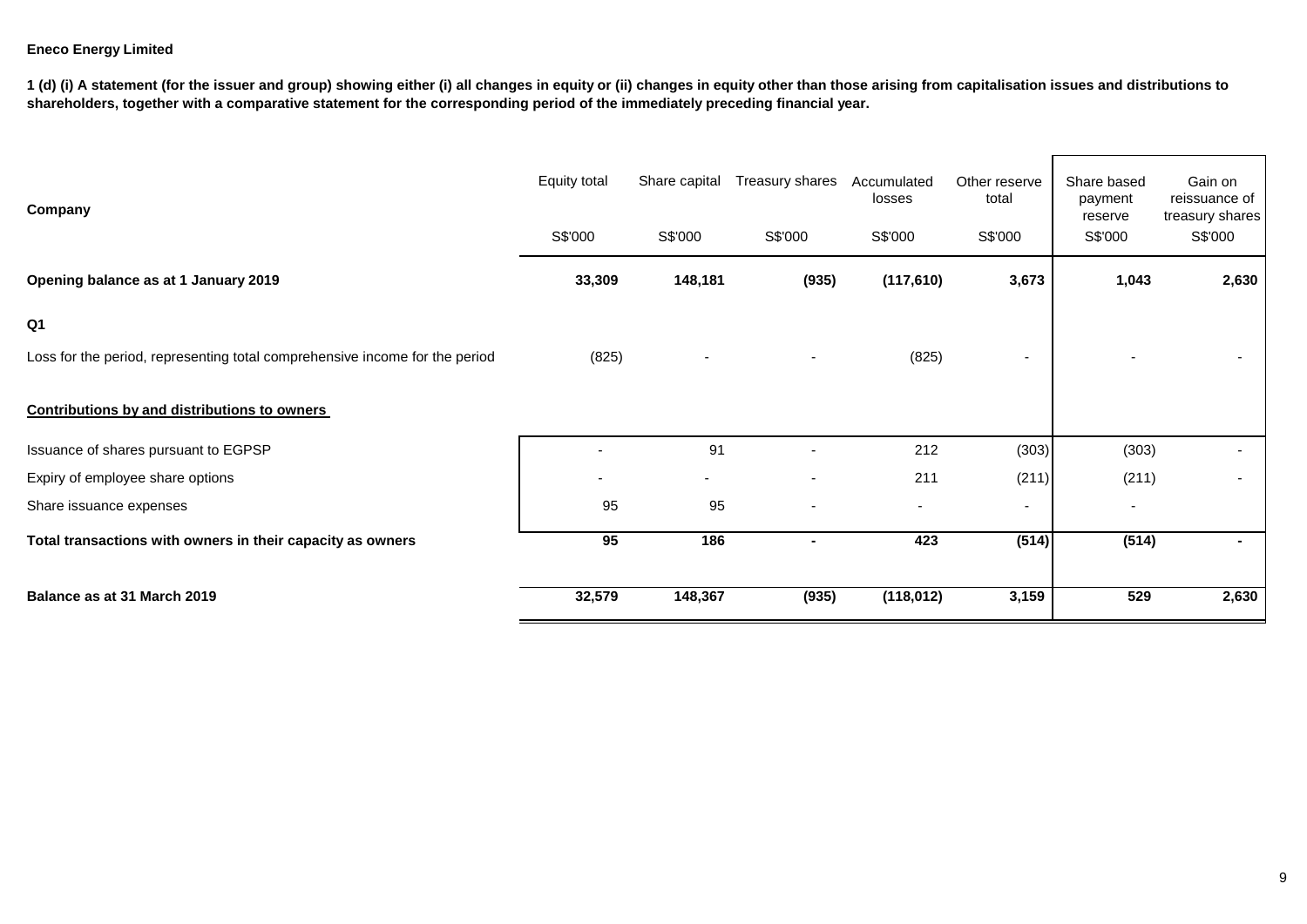**Eneco Energy Limited**

**1 (d) (i) A statement (for the issuer and group) showing either (i) all changes in equity or (ii) changes in equity other than those arising from capitalisation issues and distributions to shareholders, together with a comparative statement for the corresponding period of the immediately preceding financial year.**

| Company | Equity total | Share capital | Treasury shares | Accumulated losses | Other reserve total | Share based payment reserve | Gain on reissuance of treasury shares |
|---|---|---|---|---|---|---|---|
| | S$'000 | S$'000 | S$'000 | S$'000 | S$'000 | S$'000 | S$'000 |
| **Opening balance as at 1 January 2019** | **33,309** | **148,181** | **(935)** | **(117,610)** | **3,673** | **1,043** | **2,630** |
| **Q1** | | | | | | | |
| Loss for the period, representing total comprehensive income for the period | (825) | - | - | (825) | - | - | - |
| **Contributions by and distributions to owners** | | | | | | | |
| Issuance of shares pursuant to EGPSP | - | 91 | - | 212 | (303) | (303) | - |
| Expiry of employee share options | - | - | - | 211 | (211) | (211) | - |
| Share issuance expenses | 95 | 95 | - | - | - | - | |
| **Total transactions with owners in their capacity as owners** | **95** | **186** | **-** | **423** | **(514)** | **(514)** | **-** |
| **Balance as at 31 March 2019** | **32,579** | **148,367** | **(935)** | **(118,012)** | **3,159** | **529** | **2,630** |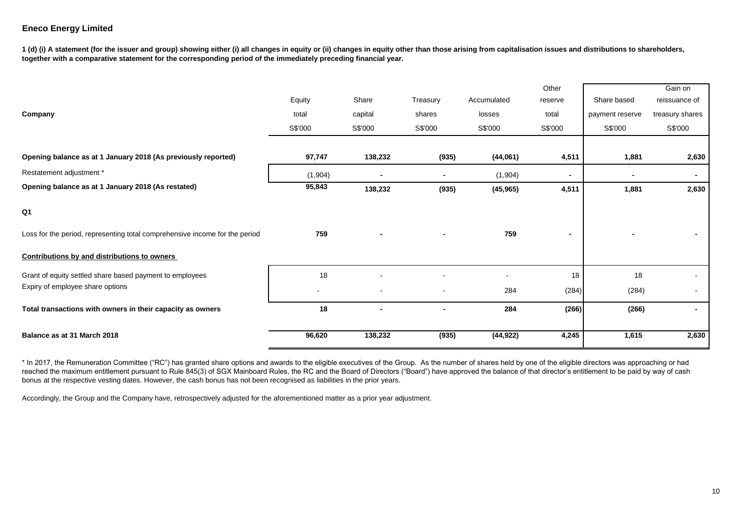**Eneco Energy Limited**

**1 (d) (i) A statement (for the issuer and group) showing either (i) all changes in equity or (ii) changes in equity other than those arising from capitalisation issues and distributions to shareholders, together with a comparative statement for the corresponding period of the immediately preceding financial year.**

| Company | Equity total S$'000 | Share capital S$'000 | Treasury shares S$'000 | Accumulated losses S$'000 | Other reserve total S$'000 | Share based payment reserve S$'000 | Gain on reissuance of treasury shares S$'000 |
|---|---|---|---|---|---|---|---|
| **Opening balance as at 1 January 2018 (As previously reported)** | **97,747** | **138,232** | **(935)** | **(44,061)** | **4,511** | **1,881** | **2,630** |
| Restatement adjustment * | (1,904) | - | - | (1,904) | - | - | - |
| **Opening balance as at 1 January 2018 (As restated)** | **95,843** | **138,232** | **(935)** | **(45,965)** | **4,511** | **1,881** | **2,630** |
| **Q1** | | | | | | | |
| Loss for the period, representing total comprehensive income for the period | **759** | **-** | **-** | **759** | **-** | **-** | **-** |
| **Contributions by and distributions to owners** | | | | | | | |
| Grant of equity settled share based payment to employees | 18 | - | - | - | 18 | 18 | - |
| Expiry of employee share options | - | - | - | 284 | (284) | (284) | - |
| **Total transactions with owners in their capacity as owners** | **18** | **-** | **-** | **284** | **(266)** | **(266)** | **-** |
| **Balance as at 31 March 2018** | **96,620** | **138,232** | **(935)** | **(44,922)** | **4,245** | **1,615** | **2,630** |

* In 2017, the Remuneration Committee ("RC") has granted share options and awards to the eligible executives of the Group. As the number of shares held by one of the eligible directors was approaching or had reached the maximum entitlement pursuant to Rule 845(3) of SGX Mainboard Rules, the RC and the Board of Directors ("Board") have approved the balance of that director's entitlement to be paid by way of cash bonus at the respective vesting dates. However, the cash bonus has not been recognised as liabilities in the prior years.

Accordingly, the Group and the Company have, retrospectively adjusted for the aforementioned matter as a prior year adjustment.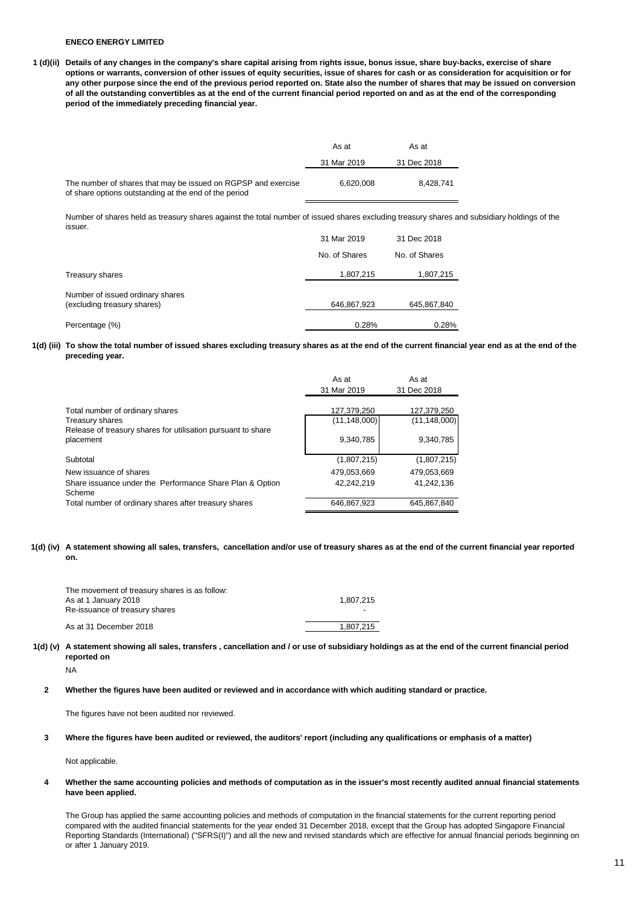**ENECO ENERGY LIMITED**

**1 (d)(ii) Details of any changes in the company's share capital arising from rights issue, bonus issue, share buy-backs, exercise of share options or warrants, conversion of other issues of equity securities, issue of shares for cash or as consideration for acquisition or for any other purpose since the end of the previous period reported on. State also the number of shares that may be issued on conversion of all the outstanding convertibles as at the end of the current financial period reported on and as at the end of the corresponding period of the immediately preceding financial year.**

| | As at 31 Mar 2019 | As at 31 Dec 2018 |
|---|---|---|
| The number of shares that may be issued on RGPSP and exercise of share options outstanding at the end of the period | 6,620,008 | 8,428,741 |

Number of shares held as treasury shares against the total number of issued shares excluding treasury shares and subsidiary holdings of the issuer.

| | 31 Mar 2019 No. of Shares | 31 Dec 2018 No. of Shares |
|---|---|---|
| Treasury shares | 1,807,215 | 1,807,215 |
| Number of issued ordinary shares (excluding treasury shares) | 646,867,923 | 645,867,840 |
| Percentage (%) | 0.28% | 0.28% |

**1(d) (iii) To show the total number of issued shares excluding treasury shares as at the end of the current financial year end as at the end of the preceding year.**

| | As at 31 Mar 2019 | As at 31 Dec 2018 |
|---|---|---|
| Total number of ordinary shares | 127,379,250 | 127,379,250 |
| Treasury shares | (11,148,000) | (11,148,000) |
| Release of treasury shares for utilisation pursuant to share placement | 9,340,785 | 9,340,785 |
| Subtotal | (1,807,215) | (1,807,215) |
| New issuance of shares | 479,053,669 | 479,053,669 |
| Share issuance under the Performance Share Plan & Option Scheme | 42,242,219 | 41,242,136 |
| Total number of ordinary shares after treasury shares | 646,867,923 | 645,867,840 |

**1(d) (iv) A statement showing all sales, transfers, cancellation and/or use of treasury shares as at the end of the current financial year reported on.**

| | |
|---|---|
| The movement of treasury shares is as follow: | |
| As at 1 January 2018 | 1,807,215 |
| Re-issuance of treasury shares | - |
| As at 31 December 2018 | 1,807,215 |

**1(d) (v) A statement showing all sales, transfers , cancellation and / or use of subsidiary holdings as at the end of the current financial period reported on**

NA

**2 Whether the figures have been audited or reviewed and in accordance with which auditing standard or practice.**

The figures have not been audited nor reviewed.

**3 Where the figures have been audited or reviewed, the auditors' report (including any qualifications or emphasis of a matter)**

Not applicable.

**4 Whether the same accounting policies and methods of computation as in the issuer's most recently audited annual financial statements have been applied.**

The Group has applied the same accounting policies and methods of computation in the financial statements for the current reporting period compared with the audited financial statements for the year ended 31 December 2018, except that the Group has adopted Singapore Financial Reporting Standards (International) ("SFRS(I)") and all the new and revised standards which are effective for annual financial periods beginning on or after 1 January 2019.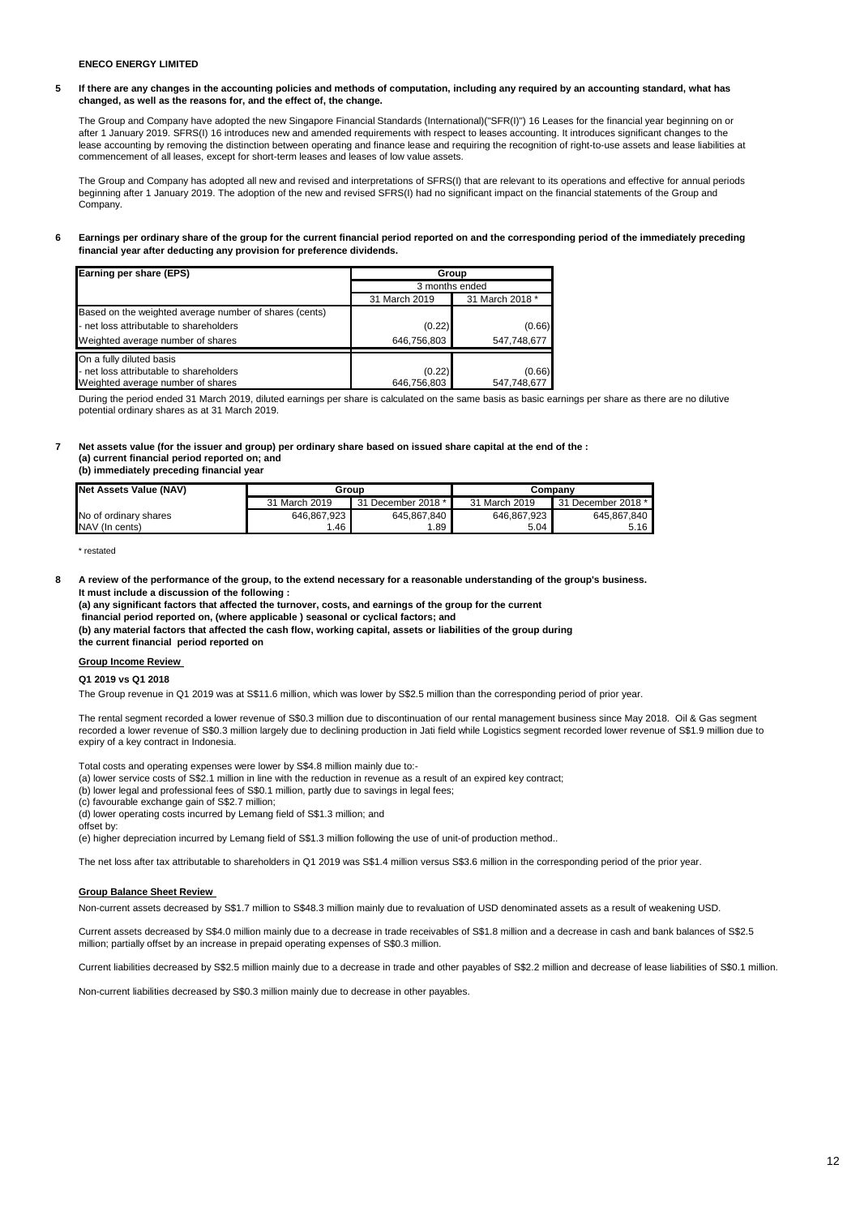**ENECO ENERGY LIMITED**

**5 If there are any changes in the accounting policies and methods of computation, including any required by an accounting standard, what has changed, as well as the reasons for, and the effect of, the change.**

The Group and Company have adopted the new Singapore Financial Standards (International)("SFR(I)") 16 Leases for the financial year beginning on or after 1 January 2019. SFRS(I) 16 introduces new and amended requirements with respect to leases accounting. It introduces significant changes to the lease accounting by removing the distinction between operating and finance lease and requiring the recognition of right-to-use assets and lease liabilities at commencement of all leases, except for short-term leases and leases of low value assets.

The Group and Company has adopted all new and revised and interpretations of SFRS(I) that are relevant to its operations and effective for annual periods beginning after 1 January 2019. The adoption of the new and revised SFRS(I) had no significant impact on the financial statements of the Group and Company.

**6 Earnings per ordinary share of the group for the current financial period reported on and the corresponding period of the immediately preceding financial year after deducting any provision for preference dividends.**

| **Earning per share (EPS)** | **Group** | |
|---|---|---|
| | 3 months ended | |
| | 31 March 2019 | 31 March 2018 * |
| Based on the weighted average number of shares (cents) | | |
| - net loss attributable to shareholders | (0.22) | (0.66) |
| Weighted average number of shares | 646,756,803 | 547,748,677 |
| On a fully diluted basis | | |
| - net loss attributable to shareholders | (0.22) | (0.66) |
| Weighted average number of shares | 646,756,803 | 547,748,677 |

During the period ended 31 March 2019, diluted earnings per share is calculated on the same basis as basic earnings per share as there are no dilutive potential ordinary shares as at 31 March 2019.

**7 Net assets value (for the issuer and group) per ordinary share based on issued share capital at the end of the :**
**(a) current financial period reported on; and**
**(b) immediately preceding financial year**

| **Net Assets Value (NAV)** | **Group** | | **Company** | |
|---|---|---|---|---|
| | 31 March 2019 | 31 December 2018 * | 31 March 2019 | 31 December 2018 * |
| No of ordinary shares | 646,867,923 | 645,867,840 | 646,867,923 | 645,867,840 |
| NAV (In cents) | 1.46 | 1.89 | 5.04 | 5.16 |

\* restated

**8 A review of the performance of the group, to the extend necessary for a reasonable understanding of the group's business. It must include a discussion of the following :**
**(a) any significant factors that affected the turnover, costs, and earnings of the group for the current financial period reported on, (where applicable ) seasonal or cyclical factors; and**
**(b) any material factors that affected the cash flow, working capital, assets or liabilities of the group during the current financial period reported on**

**Group Income Review**

**Q1 2019 vs Q1 2018**

The Group revenue in Q1 2019 was at S$11.6 million, which was lower by S$2.5 million than the corresponding period of prior year.

The rental segment recorded a lower revenue of S$0.3 million due to discontinuation of our rental management business since May 2018. Oil & Gas segment recorded a lower revenue of S$0.3 million largely due to declining production in Jati field while Logistics segment recorded lower revenue of S$1.9 million due to expiry of a key contract in Indonesia.

Total costs and operating expenses were lower by S$4.8 million mainly due to:-
(a) lower service costs of S$2.1 million in line with the reduction in revenue as a result of an expired key contract;
(b) lower legal and professional fees of S$0.1 million, partly due to savings in legal fees;
(c) favourable exchange gain of S$2.7 million;
(d) lower operating costs incurred by Lemang field of S$1.3 million; and
offset by:
(e) higher depreciation incurred by Lemang field of S$1.3 million following the use of unit-of production method..

The net loss after tax attributable to shareholders in Q1 2019 was S$1.4 million versus S$3.6 million in the corresponding period of the prior year.

**Group Balance Sheet Review**

Non-current assets decreased by S$1.7 million to S$48.3 million mainly due to revaluation of USD denominated assets as a result of weakening USD.

Current assets decreased by S$4.0 million mainly due to a decrease in trade receivables of S$1.8 million and a decrease in cash and bank balances of S$2.5 million; partially offset by an increase in prepaid operating expenses of S$0.3 million.

Current liabilities decreased by S$2.5 million mainly due to a decrease in trade and other payables of S$2.2 million and decrease of lease liabilities of S$0.1 million.

Non-current liabilities decreased by S$0.3 million mainly due to decrease in other payables.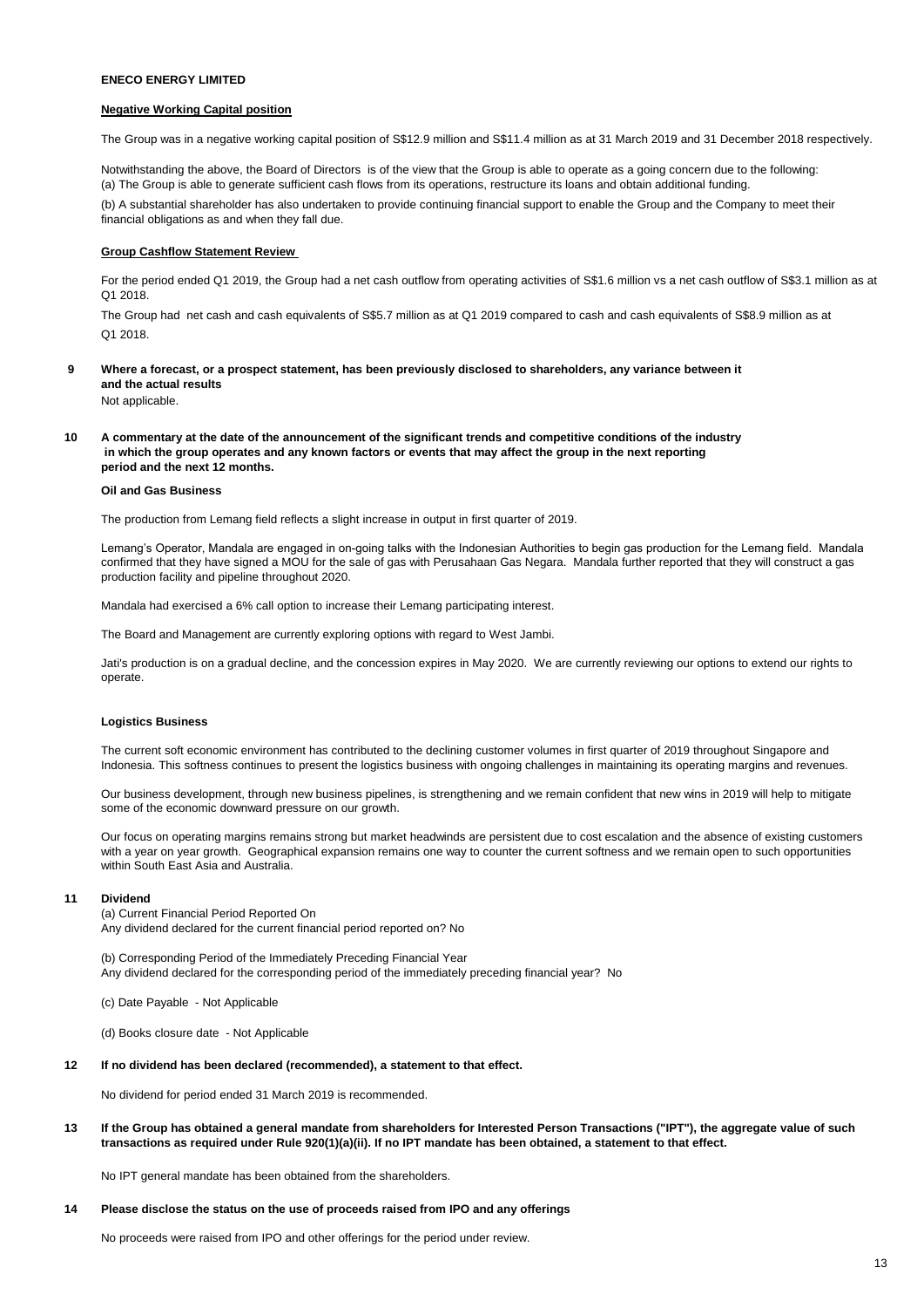**ENECO ENERGY LIMITED**

**Negative Working Capital position**

The Group was in a negative working capital position of S$12.9 million and S$11.4 million as at 31 March 2019 and 31 December 2018 respectively.

Notwithstanding the above, the Board of Directors is of the view that the Group is able to operate as a going concern due to the following:
(a) The Group is able to generate sufficient cash flows from its operations, restructure its loans and obtain additional funding.

(b) A substantial shareholder has also undertaken to provide continuing financial support to enable the Group and the Company to meet their financial obligations as and when they fall due.

**Group Cashflow Statement Review**

For the period ended Q1 2019, the Group had a net cash outflow from operating activities of S$1.6 million vs a net cash outflow of S$3.1 million as at Q1 2018.

The Group had net cash and cash equivalents of S$5.7 million as at Q1 2019 compared to cash and cash equivalents of S$8.9 million as at Q1 2018.

**9 Where a forecast, or a prospect statement, has been previously disclosed to shareholders, any variance between it and the actual results**

Not applicable.

**10 A commentary at the date of the announcement of the significant trends and competitive conditions of the industry in which the group operates and any known factors or events that may affect the group in the next reporting period and the next 12 months.**

**Oil and Gas Business**

The production from Lemang field reflects a slight increase in output in first quarter of 2019.

Lemang's Operator, Mandala are engaged in on-going talks with the Indonesian Authorities to begin gas production for the Lemang field. Mandala confirmed that they have signed a MOU for the sale of gas with Perusahaan Gas Negara. Mandala further reported that they will construct a gas production facility and pipeline throughout 2020.

Mandala had exercised a 6% call option to increase their Lemang participating interest.

The Board and Management are currently exploring options with regard to West Jambi.

Jati's production is on a gradual decline, and the concession expires in May 2020. We are currently reviewing our options to extend our rights to operate.

**Logistics Business**

The current soft economic environment has contributed to the declining customer volumes in first quarter of 2019 throughout Singapore and Indonesia. This softness continues to present the logistics business with ongoing challenges in maintaining its operating margins and revenues.

Our business development, through new business pipelines, is strengthening and we remain confident that new wins in 2019 will help to mitigate some of the economic downward pressure on our growth.

Our focus on operating margins remains strong but market headwinds are persistent due to cost escalation and the absence of existing customers with a year on year growth. Geographical expansion remains one way to counter the current softness and we remain open to such opportunities within South East Asia and Australia.

**11 Dividend**

(a) Current Financial Period Reported On
Any dividend declared for the current financial period reported on? No

(b) Corresponding Period of the Immediately Preceding Financial Year
Any dividend declared for the corresponding period of the immediately preceding financial year? No

(c) Date Payable - Not Applicable

(d) Books closure date - Not Applicable

**12 If no dividend has been declared (recommended), a statement to that effect.**

No dividend for period ended 31 March 2019 is recommended.

**13 If the Group has obtained a general mandate from shareholders for Interested Person Transactions ("IPT"), the aggregate value of such transactions as required under Rule 920(1)(a)(ii). If no IPT mandate has been obtained, a statement to that effect.**

No IPT general mandate has been obtained from the shareholders.

**14 Please disclose the status on the use of proceeds raised from IPO and any offerings**

No proceeds were raised from IPO and other offerings for the period under review.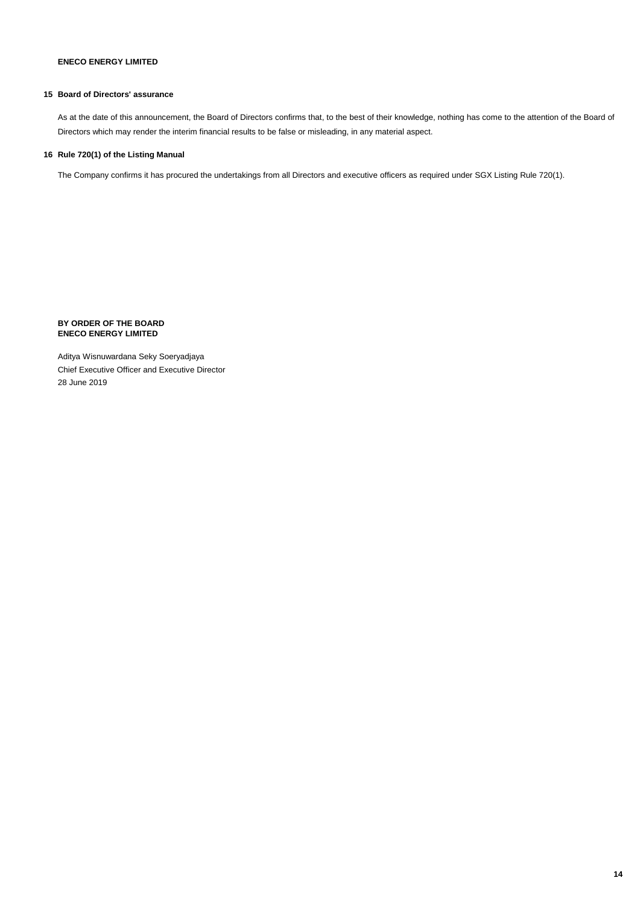**15 Board of Directors' assurance**

As at the date of this announcement, the Board of Directors confirms that, to the best of their knowledge, nothing has come to the attention of the Board of Directors which may render the interim financial results to be false or misleading, in any material aspect.

**16 Rule 720(1) of the Listing Manual**

The Company confirms it has procured the undertakings from all Directors and executive officers as required under SGX Listing Rule 720(1).

**BY ORDER OF THE BOARD**
**ENECO ENERGY LIMITED**

Aditya Wisnuwardana Seky Soeryadjaya
Chief Executive Officer and Executive Director
28 June 2019